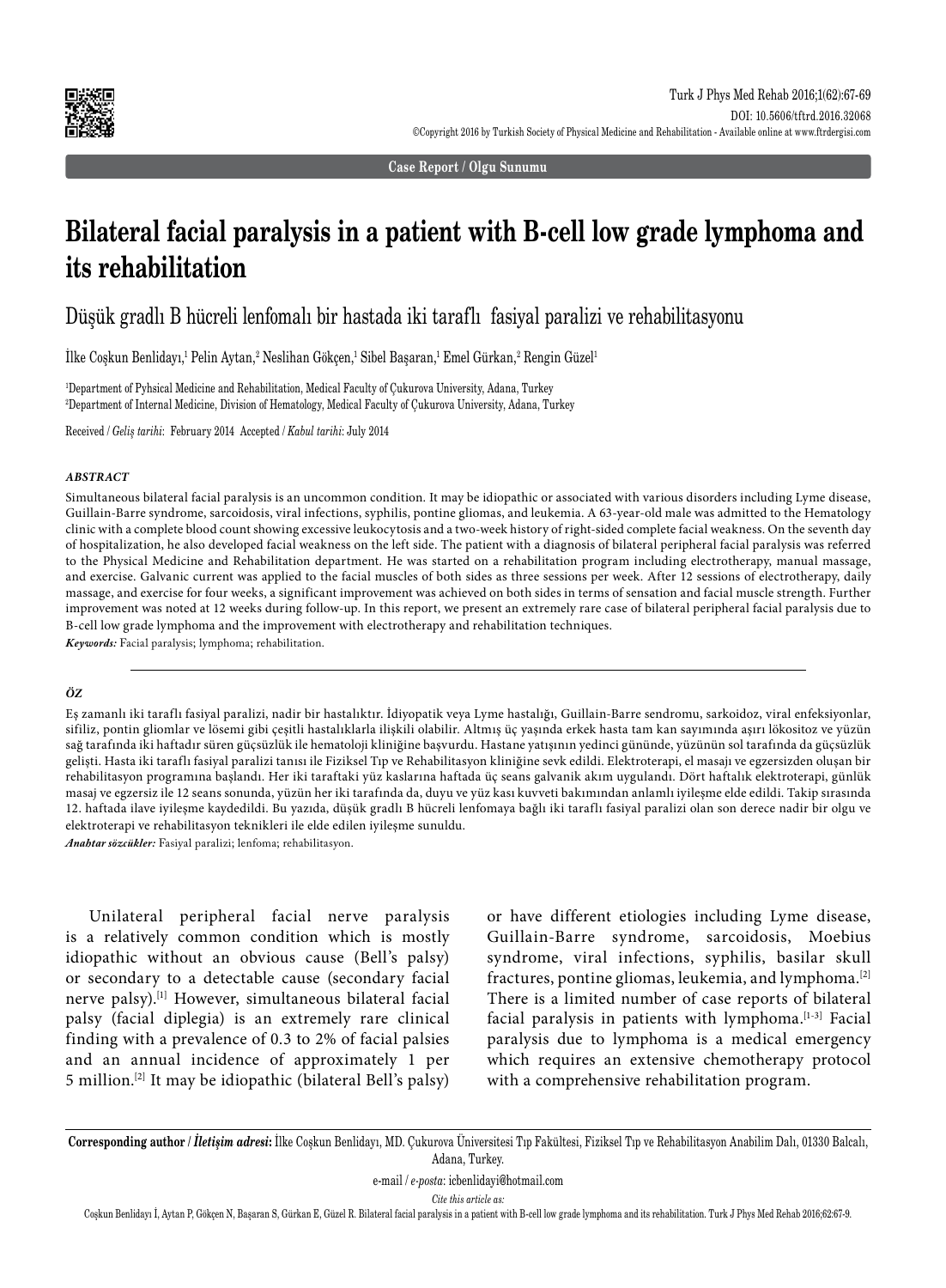Case Report / Olgu Sunumu

# Bilateral facial paralysis in a patient with B-cell low grade lymphoma and its rehabilitation

## Düşük gradlı B hücreli lenfomalı bir hastada iki taraflı fasiyal paralizi ve rehabilitasyonu

İlke Coşkun Benlidayı,[1] Pelin Aytan,[2] Neslihan Gökçen,[1] Sibel Başaran,[1] Emel Gürkan,[2] Rengin Güzel[1]

[1]Department of Pyhsical Medicine and Rehabilitation, Medical Faculty of Çukurova University, Adana, Turkey
[2]Department of Internal Medicine, Division of Hematology, Medical Faculty of Çukurova University, Adana, Turkey

Received / *Geliş tarihi*: February 2014 Accepted / *Kabul tarihi*: July 2014

### *ABSTRACT*

Simultaneous bilateral facial paralysis is an uncommon condition. It may be idiopathic or associated with various disorders including Lyme disease, Guillain-Barre syndrome, sarcoidosis, viral infections, syphilis, pontine gliomas, and leukemia. A 63-year-old male was admitted to the Hematology clinic with a complete blood count showing excessive leukocytosis and a two-week history of right-sided complete facial weakness. On the seventh day of hospitalization, he also developed facial weakness on the left side. The patient with a diagnosis of bilateral peripheral facial paralysis was referred to the Physical Medicine and Rehabilitation department. He was started on a rehabilitation program including electrotherapy, manual massage, and exercise. Galvanic current was applied to the facial muscles of both sides as three sessions per week. After 12 sessions of electrotherapy, daily massage, and exercise for four weeks, a significant improvement was achieved on both sides in terms of sensation and facial muscle strength. Further improvement was noted at 12 weeks during follow-up. In this report, we present an extremely rare case of bilateral peripheral facial paralysis due to B-cell low grade lymphoma and the improvement with electrotherapy and rehabilitation techniques.

***Keywords:*** Facial paralysis; lymphoma; rehabilitation.

### *ÖZ*

Eş zamanlı iki taraflı fasiyal paralizi, nadir bir hastalıktır. İdiyopatik veya Lyme hastalığı, Guillain-Barre sendromu, sarkoidoz, viral enfeksiyonlar, sifiliz, pontin gliomlar ve lösemi gibi çeşitli hastalıklarla ilişkili olabilir. Altmış üç yaşında erkek hasta tam kan sayımında aşırı lökositoz ve yüzün sağ tarafında iki haftadır süren güçsüzlük ile hematoloji kliniğine başvurdu. Hastane yatışının yedinci gününde, yüzünün sol tarafında da güçsüzlük gelişti. Hasta iki taraflı fasiyal paralizi tanısı ile Fiziksel Tıp ve Rehabilitasyon kliniğine sevk edildi. Elektroterapi, el masajı ve egzersizden oluşan bir rehabilitasyon programına başlandı. Her iki taraftaki yüz kaslarına haftada üç seans galvanik akım uygulandı. Dört haftalık elektroterapi, günlük masaj ve egzersiz ile 12 seans sonunda, yüzün her iki tarafında da, duyu ve yüz kası kuvveti bakımından anlamlı iyileşme elde edildi. Takip sırasında 12. haftada ilave iyileşme kaydedildi. Bu yazıda, düşük gradlı B hücreli lenfomaya bağlı iki taraflı fasiyal paralizi olan son derece nadir bir olgu ve elektroterapi ve rehabilitasyon teknikleri ile elde edilen iyileşme sunuldu.

***Anahtar sözcükler:*** Fasiyal paralizi; lenfoma; rehabilitasyon.

Unilateral peripheral facial nerve paralysis is a relatively common condition which is mostly idiopathic without an obvious cause (Bell's palsy) or secondary to a detectable cause (secondary facial nerve palsy).[1] However, simultaneous bilateral facial palsy (facial diplegia) is an extremely rare clinical finding with a prevalence of 0.3 to 2% of facial palsies and an annual incidence of approximately 1 per 5 million.[2] It may be idiopathic (bilateral Bell's palsy) or have different etiologies including Lyme disease, Guillain-Barre syndrome, sarcoidosis, Moebius syndrome, viral infections, syphilis, basilar skull fractures, pontine gliomas, leukemia, and lymphoma.[2] There is a limited number of case reports of bilateral facial paralysis in patients with lymphoma.[1-3] Facial paralysis due to lymphoma is a medical emergency which requires an extensive chemotherapy protocol with a comprehensive rehabilitation program.

**Corresponding author / *İletişim adresi*:** İlke Coşkun Benlidayı, MD. Çukurova Üniversitesi Tıp Fakültesi, Fiziksel Tıp ve Rehabilitasyon Anabilim Dalı, 01330 Balcalı, Adana, Turkey.

e-mail / *e-posta*: icbenlidayi@hotmail.com

*Cite this article as:*
Coşkun Benlidayı İ, Aytan P, Gökçen N, Başaran S, Gürkan E, Güzel R. Bilateral facial paralysis in a patient with B-cell low grade lymphoma and its rehabilitation. Turk J Phys Med Rehab 2016;62:67-9.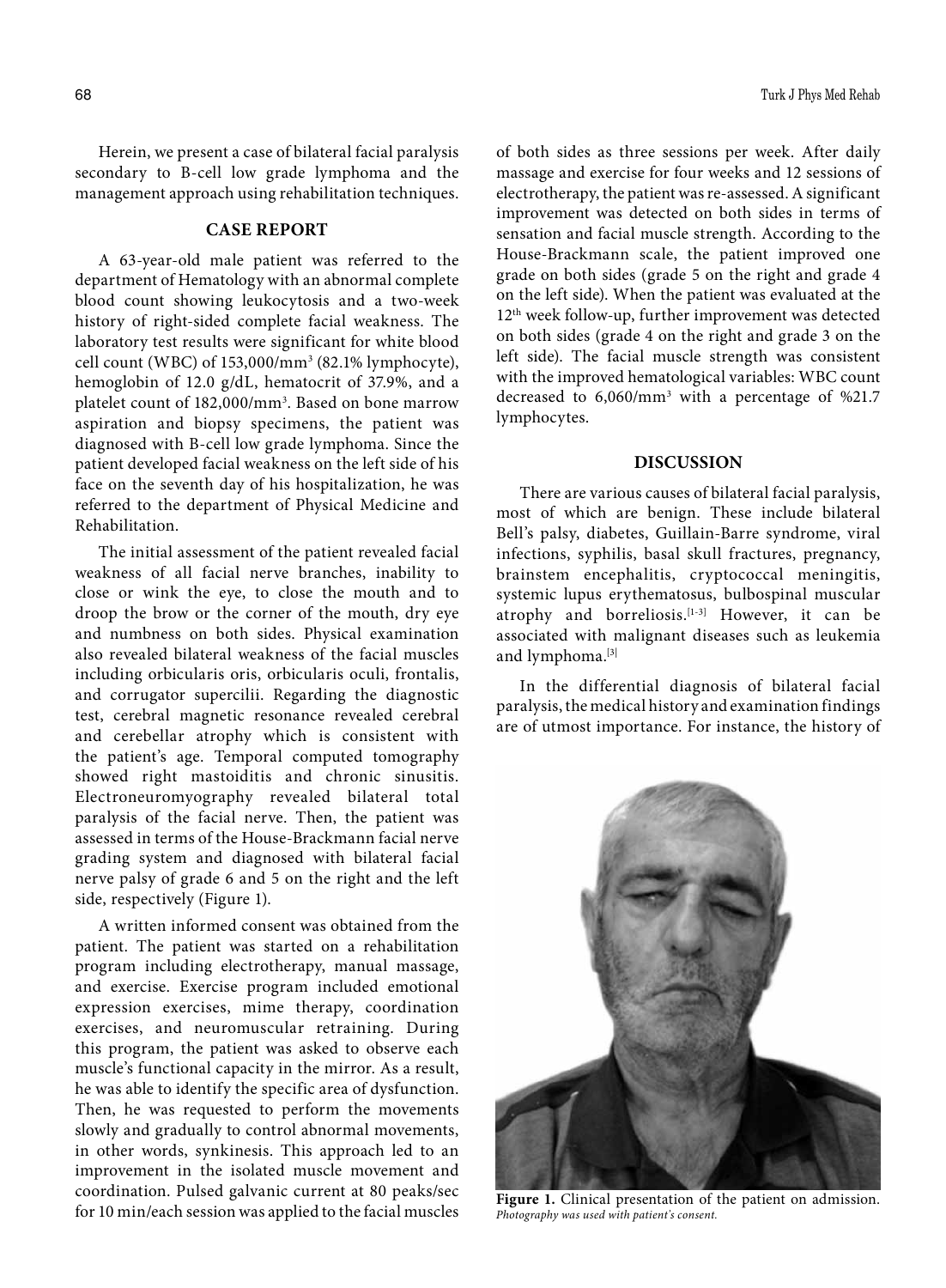Herein, we present a case of bilateral facial paralysis secondary to B-cell low grade lymphoma and the management approach using rehabilitation techniques.

## CASE REPORT

A 63-year-old male patient was referred to the department of Hematology with an abnormal complete blood count showing leukocytosis and a two-week history of right-sided complete facial weakness. The laboratory test results were significant for white blood cell count (WBC) of 153,000/mm$^3$ (82.1% lymphocyte), hemoglobin of 12.0 g/dL, hematocrit of 37.9%, and a platelet count of 182,000/mm$^3$. Based on bone marrow aspiration and biopsy specimens, the patient was diagnosed with B-cell low grade lymphoma. Since the patient developed facial weakness on the left side of his face on the seventh day of his hospitalization, he was referred to the department of Physical Medicine and Rehabilitation.

The initial assessment of the patient revealed facial weakness of all facial nerve branches, inability to close or wink the eye, to close the mouth and to droop the brow or the corner of the mouth, dry eye and numbness on both sides. Physical examination also revealed bilateral weakness of the facial muscles including orbicularis oris, orbicularis oculi, frontalis, and corrugator supercilii. Regarding the diagnostic test, cerebral magnetic resonance revealed cerebral and cerebellar atrophy which is consistent with the patient's age. Temporal computed tomography showed right mastoiditis and chronic sinusitis. Electroneuromyography revealed bilateral total paralysis of the facial nerve. Then, the patient was assessed in terms of the House-Brackmann facial nerve grading system and diagnosed with bilateral facial nerve palsy of grade 6 and 5 on the right and the left side, respectively (Figure 1).

A written informed consent was obtained from the patient. The patient was started on a rehabilitation program including electrotherapy, manual massage, and exercise. Exercise program included emotional expression exercises, mime therapy, coordination exercises, and neuromuscular retraining. During this program, the patient was asked to observe each muscle's functional capacity in the mirror. As a result, he was able to identify the specific area of dysfunction. Then, he was requested to perform the movements slowly and gradually to control abnormal movements, in other words, synkinesis. This approach led to an improvement in the isolated muscle movement and coordination. Pulsed galvanic current at 80 peaks/sec for 10 min/each session was applied to the facial muscles of both sides as three sessions per week. After daily massage and exercise for four weeks and 12 sessions of electrotherapy, the patient was re-assessed. A significant improvement was detected on both sides in terms of sensation and facial muscle strength. According to the House-Brackmann scale, the patient improved one grade on both sides (grade 5 on the right and grade 4 on the left side). When the patient was evaluated at the 12th week follow-up, further improvement was detected on both sides (grade 4 on the right and grade 3 on the left side). The facial muscle strength was consistent with the improved hematological variables: WBC count decreased to 6,060/mm$^3$ with a percentage of %21.7 lymphocytes.

## DISCUSSION

There are various causes of bilateral facial paralysis, most of which are benign. These include bilateral Bell's palsy, diabetes, Guillain-Barre syndrome, viral infections, syphilis, basal skull fractures, pregnancy, brainstem encephalitis, cryptococcal meningitis, systemic lupus erythematosus, bulbospinal muscular atrophy and borreliosis.[1-3] However, it can be associated with malignant diseases such as leukemia and lymphoma.[3]

In the differential diagnosis of bilateral facial paralysis, the medical history and examination findings are of utmost importance. For instance, the history of

**Figure 1.** Clinical presentation of the patient on admission. *Photography was used with patient's consent.*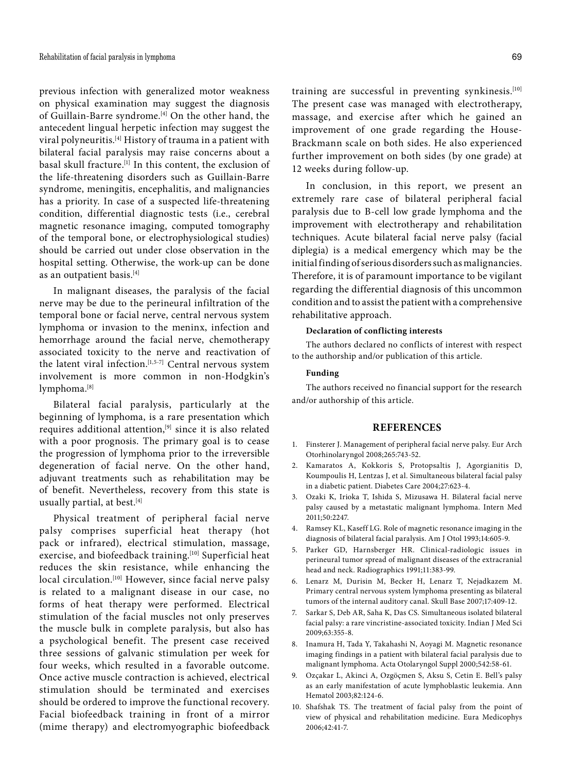previous infection with generalized motor weakness on physical examination may suggest the diagnosis of Guillain-Barre syndrome.[4] On the other hand, the antecedent lingual herpetic infection may suggest the viral polyneuritis.[4] History of trauma in a patient with bilateral facial paralysis may raise concerns about a basal skull fracture.[1] In this content, the exclusion of the life-threatening disorders such as Guillain-Barre syndrome, meningitis, encephalitis, and malignancies has a priority. In case of a suspected life-threatening condition, differential diagnostic tests (i.e., cerebral magnetic resonance imaging, computed tomography of the temporal bone, or electrophysiological studies) should be carried out under close observation in the hospital setting. Otherwise, the work-up can be done as an outpatient basis.[4]

In malignant diseases, the paralysis of the facial nerve may be due to the perineural infiltration of the temporal bone or facial nerve, central nervous system lymphoma or invasion to the meninx, infection and hemorrhage around the facial nerve, chemotherapy associated toxicity to the nerve and reactivation of the latent viral infection.[1,5-7] Central nervous system involvement is more common in non-Hodgkin's lymphoma.[8]

Bilateral facial paralysis, particularly at the beginning of lymphoma, is a rare presentation which requires additional attention,[9] since it is also related with a poor prognosis. The primary goal is to cease the progression of lymphoma prior to the irreversible degeneration of facial nerve. On the other hand, adjuvant treatments such as rehabilitation may be of benefit. Nevertheless, recovery from this state is usually partial, at best.[4]

Physical treatment of peripheral facial nerve palsy comprises superficial heat therapy (hot pack or infrared), electrical stimulation, massage, exercise, and biofeedback training.[10] Superficial heat reduces the skin resistance, while enhancing the local circulation.[10] However, since facial nerve palsy is related to a malignant disease in our case, no forms of heat therapy were performed. Electrical stimulation of the facial muscles not only preserves the muscle bulk in complete paralysis, but also has a psychological benefit. The present case received three sessions of galvanic stimulation per week for four weeks, which resulted in a favorable outcome. Once active muscle contraction is achieved, electrical stimulation should be terminated and exercises should be ordered to improve the functional recovery. Facial biofeedback training in front of a mirror (mime therapy) and electromyographic biofeedback training are successful in preventing synkinesis.[10] The present case was managed with electrotherapy, massage, and exercise after which he gained an improvement of one grade regarding the House-Brackmann scale on both sides. He also experienced further improvement on both sides (by one grade) at 12 weeks during follow-up.

In conclusion, in this report, we present an extremely rare case of bilateral peripheral facial paralysis due to B-cell low grade lymphoma and the improvement with electrotherapy and rehabilitation techniques. Acute bilateral facial nerve palsy (facial diplegia) is a medical emergency which may be the initial finding of serious disorders such as malignancies. Therefore, it is of paramount importance to be vigilant regarding the differential diagnosis of this uncommon condition and to assist the patient with a comprehensive rehabilitative approach.

**Declaration of conflicting interests**

The authors declared no conflicts of interest with respect to the authorship and/or publication of this article.

**Funding**

The authors received no financial support for the research and/or authorship of this article.

## REFERENCES

1. Finsterer J. Management of peripheral facial nerve palsy. Eur Arch Otorhinolaryngol 2008;265:743-52.
2. Kamaratos A, Kokkoris S, Protopsaltis J, Agorgianitis D, Koumpoulis H, Lentzas J, et al. Simultaneous bilateral facial palsy in a diabetic patient. Diabetes Care 2004;27:623-4.
3. Ozaki K, Irioka T, Ishida S, Mizusawa H. Bilateral facial nerve palsy caused by a metastatic malignant lymphoma. Intern Med 2011;50:2247.
4. Ramsey KL, Kaseff LG. Role of magnetic resonance imaging in the diagnosis of bilateral facial paralysis. Am J Otol 1993;14:605-9.
5. Parker GD, Harnsberger HR. Clinical-radiologic issues in perineural tumor spread of malignant diseases of the extracranial head and neck. Radiographics 1991;11:383-99.
6. Lenarz M, Durisin M, Becker H, Lenarz T, Nejadkazem M. Primary central nervous system lymphoma presenting as bilateral tumors of the internal auditory canal. Skull Base 2007;17:409-12.
7. Sarkar S, Deb AR, Saha K, Das CS. Simultaneous isolated bilateral facial palsy: a rare vincristine-associated toxicity. Indian J Med Sci 2009;63:355-8.
8. Inamura H, Tada Y, Takahashi N, Aoyagi M. Magnetic resonance imaging findings in a patient with bilateral facial paralysis due to malignant lymphoma. Acta Otolaryngol Suppl 2000;542:58-61.
9. Ozçakar L, Akinci A, Ozgöçmen S, Aksu S, Cetin E. Bell's palsy as an early manifestation of acute lymphoblastic leukemia. Ann Hematol 2003;82:124-6.
10. Shafshak TS. The treatment of facial palsy from the point of view of physical and rehabilitation medicine. Eura Medicophys 2006;42:41-7.